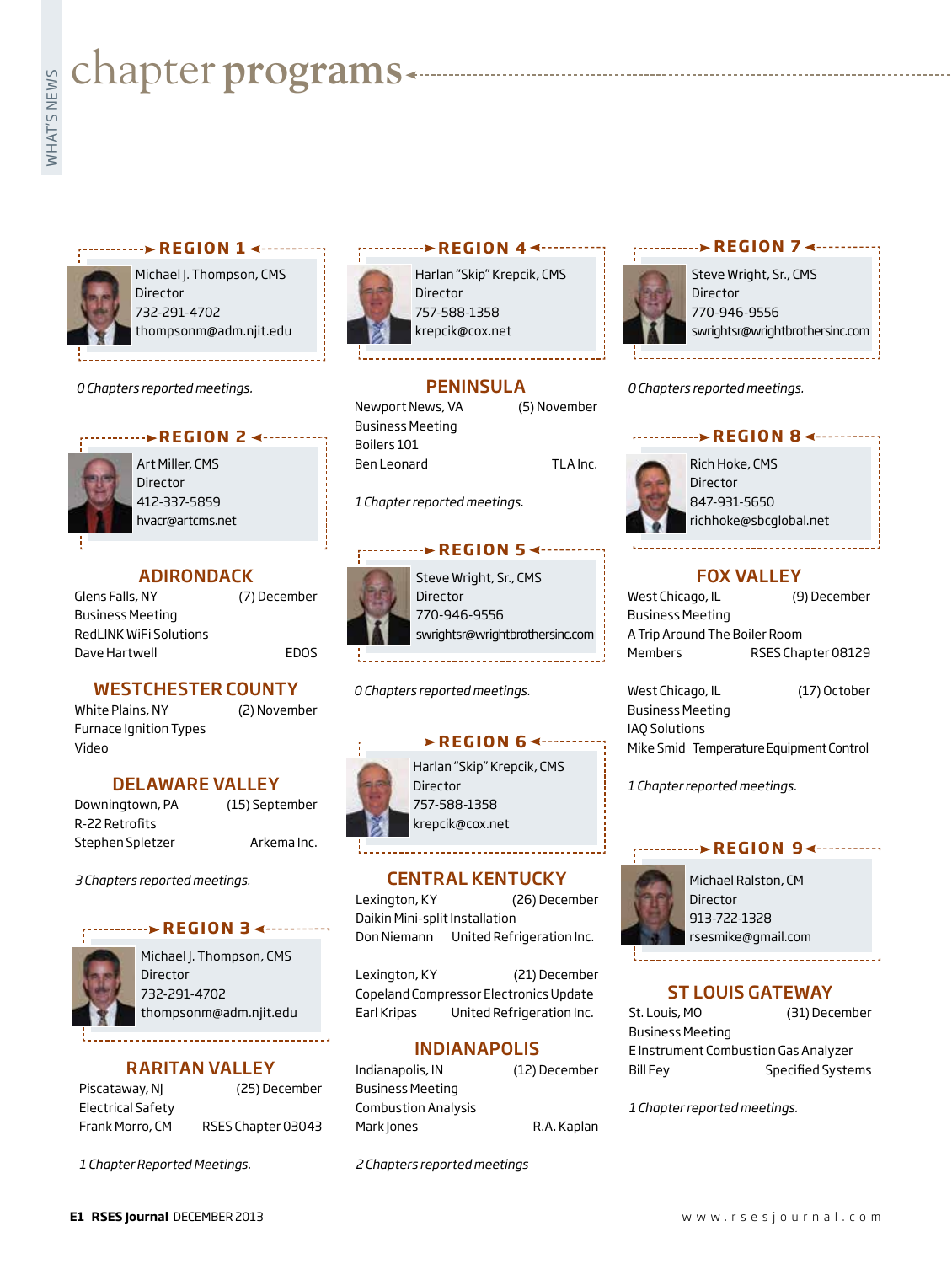# chapter programs

## REGION 1

Michael J. Thompson, CMS
Director
732-291-4702
thompsonm@adm.njit.edu

*0 Chapters reported meetings.*

## REGION 2

Art Miller, CMS
Director
412-337-5859
hvacr@artcms.net

### ADIRONDACK

Glens Falls, NY (7) December
Business Meeting
RedLINK WiFi Solutions
Dave Hartwell EDOS

### WESTCHESTER COUNTY

White Plains, NY (2) November
Furnace Ignition Types
Video

### DELAWARE VALLEY

Downingtown, PA (15) September
R-22 Retrofits
Stephen Spletzer Arkema Inc.

*3 Chapters reported meetings.*

## REGION 3

Michael J. Thompson, CMS
Director
732-291-4702
thompsonm@adm.njit.edu

### RARITAN VALLEY

Piscataway, NJ (25) December
Electrical Safety
Frank Morro, CM RSES Chapter 03043

*1 Chapter Reported Meetings.*

## REGION 4

Harlan "Skip" Krepcik, CMS
Director
757-588-1358
krepcik@cox.net

### PENINSULA

Newport News, VA (5) November
Business Meeting
Boilers 101
Ben Leonard TLA Inc.

*1 Chapter reported meetings.*

## REGION 5

Steve Wright, Sr., CMS
Director
770-946-9556
swrightsr@wrightbrothersinc.com

*0 Chapters reported meetings.*

## REGION 6

Harlan "Skip" Krepcik, CMS
Director
757-588-1358
krepcik@cox.net

### CENTRAL KENTUCKY

Lexington, KY (26) December
Daikin Mini-split Installation
Don Niemann United Refrigeration Inc.

Lexington, KY (21) December
Copeland Compressor Electronics Update
Earl Kripas United Refrigeration Inc.

### INDIANAPOLIS

Indianapolis, IN (12) December
Business Meeting
Combustion Analysis
Mark Jones R.A. Kaplan

*2 Chapters reported meetings*

## REGION 7

Steve Wright, Sr., CMS
Director
770-946-9556
swrightsr@wrightbrothersinc.com

*0 Chapters reported meetings.*

## REGION 8

Rich Hoke, CMS
Director
847-931-5650
richhoke@sbcglobal.net

### FOX VALLEY

West Chicago, IL (9) December
Business Meeting
A Trip Around The Boiler Room
Members RSES Chapter 08129

West Chicago, IL (17) October
Business Meeting
IAQ Solutions
Mike Smid Temperature Equipment Control

*1 Chapter reported meetings.*

## REGION 9

Michael Ralston, CM
Director
913-722-1328
rsesmike@gmail.com

### ST LOUIS GATEWAY

St. Louis, MO (31) December
Business Meeting
E Instrument Combustion Gas Analyzer
Bill Fey Specified Systems

*1 Chapter reported meetings.*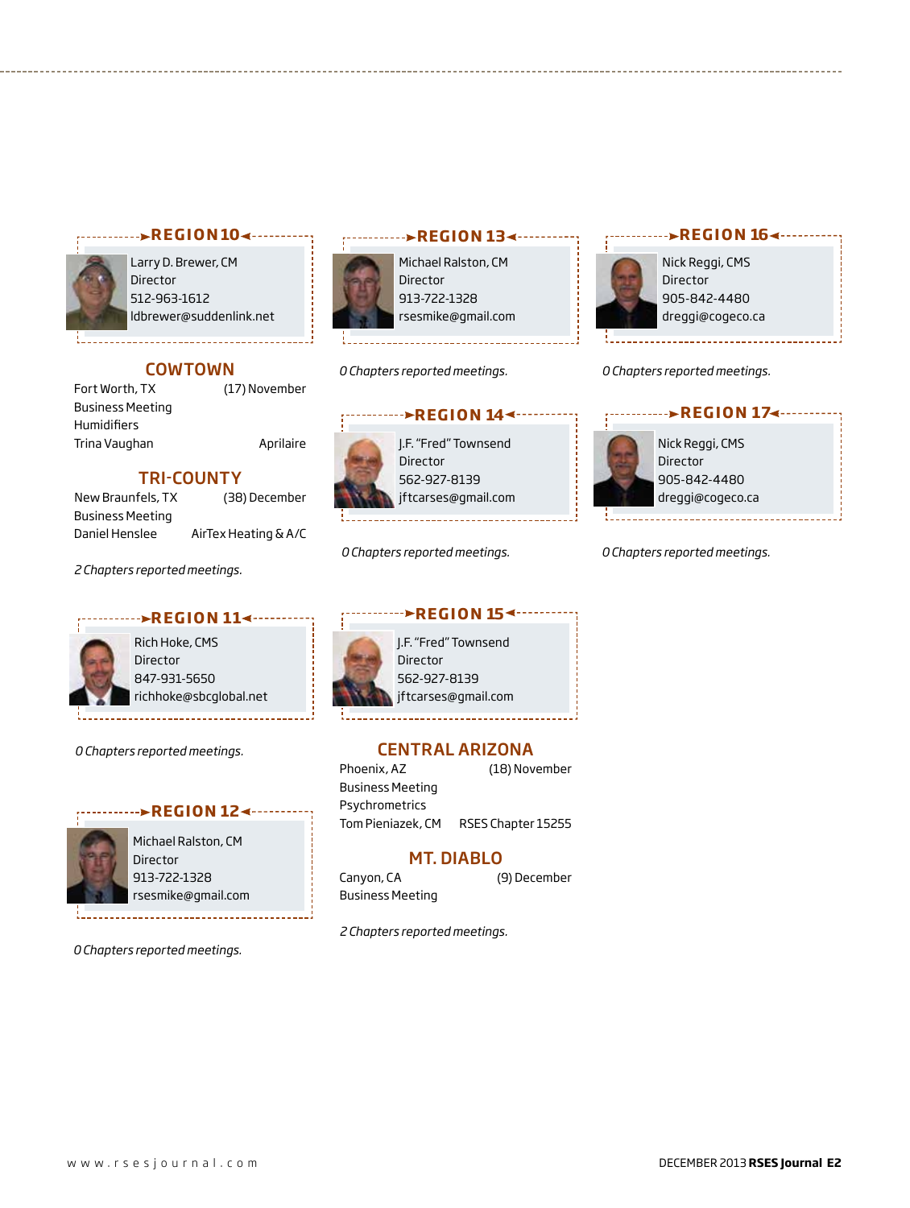## REGION 10

Larry D. Brewer, CM
Director
512-963-1612
ldbrewer@suddenlink.net

### COWTOWN

Fort Worth, TX (17) November
Business Meeting
Humidifiers
Trina Vaughan Aprilaire

### TRI-COUNTY

New Braunfels, TX (38) December
Business Meeting
Daniel Henslee AirTex Heating & A/C

*2 Chapters reported meetings.*

## REGION 11

Rich Hoke, CMS
Director
847-931-5650
richhoke@sbcglobal.net

*0 Chapters reported meetings.*

## REGION 12

Michael Ralston, CM
Director
913-722-1328
rsesmike@gmail.com

*0 Chapters reported meetings.*

## REGION 13

Michael Ralston, CM
Director
913-722-1328
rsesmike@gmail.com

*0 Chapters reported meetings.*

## REGION 14

J.F. "Fred" Townsend
Director
562-927-8139
jftcarses@gmail.com

*0 Chapters reported meetings.*

## REGION 15

J.F. "Fred" Townsend
Director
562-927-8139
jftcarses@gmail.com

### CENTRAL ARIZONA

Phoenix, AZ (18) November
Business Meeting
Psychrometrics
Tom Pieniazek, CM RSES Chapter 15255

### MT. DIABLO

Canyon, CA (9) December
Business Meeting

*2 Chapters reported meetings.*

## REGION 16

Nick Reggi, CMS
Director
905-842-4480
dreggi@cogeco.ca

*0 Chapters reported meetings.*

## REGION 17

Nick Reggi, CMS
Director
905-842-4480
dreggi@cogeco.ca

*0 Chapters reported meetings.*